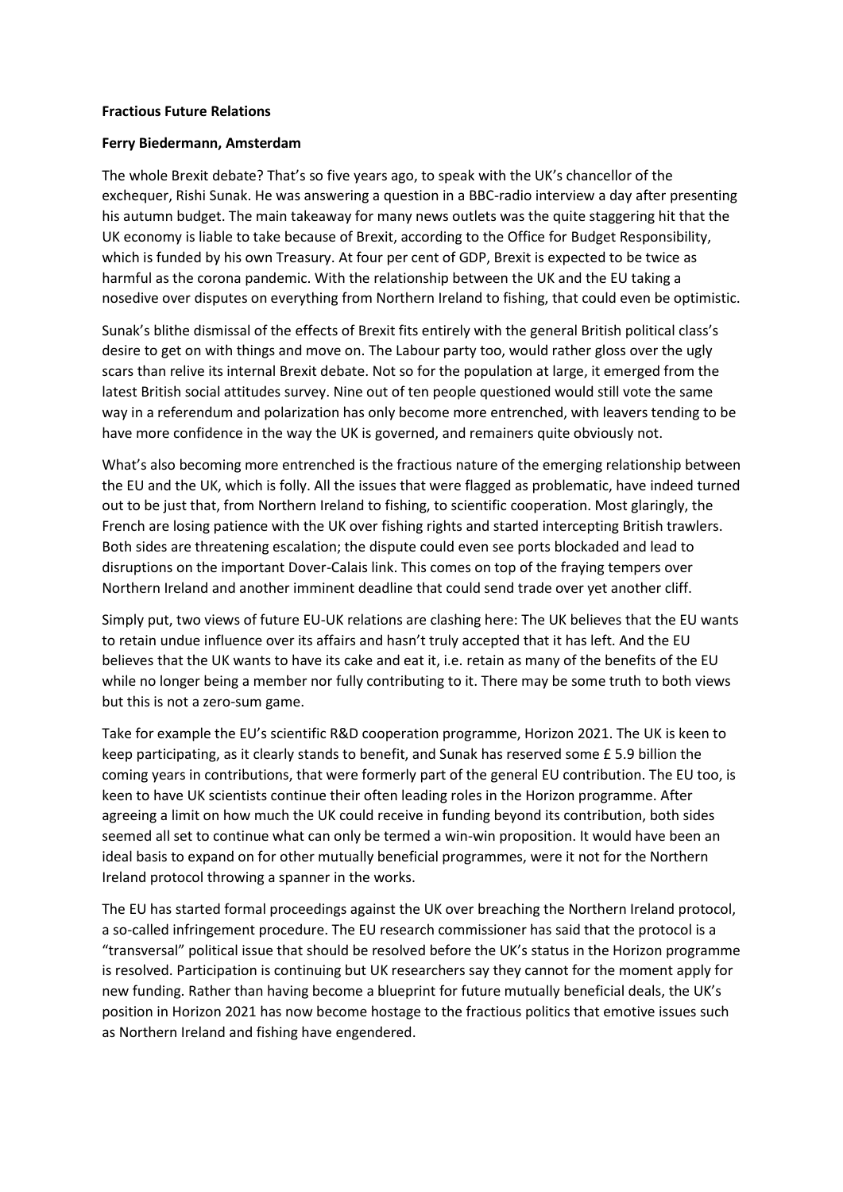**Fractious Future Relations**

**Ferry Biedermann, Amsterdam**

The whole Brexit debate? That's so five years ago, to speak with the UK's chancellor of the exchequer, Rishi Sunak. He was answering a question in a BBC-radio interview a day after presenting his autumn budget. The main takeaway for many news outlets was the quite staggering hit that the UK economy is liable to take because of Brexit, according to the Office for Budget Responsibility, which is funded by his own Treasury. At four per cent of GDP, Brexit is expected to be twice as harmful as the corona pandemic. With the relationship between the UK and the EU taking a nosedive over disputes on everything from Northern Ireland to fishing, that could even be optimistic.

Sunak's blithe dismissal of the effects of Brexit fits entirely with the general British political class's desire to get on with things and move on. The Labour party too, would rather gloss over the ugly scars than relive its internal Brexit debate. Not so for the population at large, it emerged from the latest British social attitudes survey. Nine out of ten people questioned would still vote the same way in a referendum and polarization has only become more entrenched, with leavers tending to be have more confidence in the way the UK is governed, and remainers quite obviously not.

What's also becoming more entrenched is the fractious nature of the emerging relationship between the EU and the UK, which is folly. All the issues that were flagged as problematic, have indeed turned out to be just that, from Northern Ireland to fishing, to scientific cooperation. Most glaringly, the French are losing patience with the UK over fishing rights and started intercepting British trawlers. Both sides are threatening escalation; the dispute could even see ports blockaded and lead to disruptions on the important Dover-Calais link. This comes on top of the fraying tempers over Northern Ireland and another imminent deadline that could send trade over yet another cliff.

Simply put, two views of future EU-UK relations are clashing here: The UK believes that the EU wants to retain undue influence over its affairs and hasn't truly accepted that it has left. And the EU believes that the UK wants to have its cake and eat it, i.e. retain as many of the benefits of the EU while no longer being a member nor fully contributing to it. There may be some truth to both views but this is not a zero-sum game.

Take for example the EU's scientific R&D cooperation programme, Horizon 2021. The UK is keen to keep participating, as it clearly stands to benefit, and Sunak has reserved some £ 5.9 billion the coming years in contributions, that were formerly part of the general EU contribution. The EU too, is keen to have UK scientists continue their often leading roles in the Horizon programme. After agreeing a limit on how much the UK could receive in funding beyond its contribution, both sides seemed all set to continue what can only be termed a win-win proposition. It would have been an ideal basis to expand on for other mutually beneficial programmes, were it not for the Northern Ireland protocol throwing a spanner in the works.

The EU has started formal proceedings against the UK over breaching the Northern Ireland protocol, a so-called infringement procedure. The EU research commissioner has said that the protocol is a "transversal" political issue that should be resolved before the UK's status in the Horizon programme is resolved. Participation is continuing but UK researchers say they cannot for the moment apply for new funding. Rather than having become a blueprint for future mutually beneficial deals, the UK's position in Horizon 2021 has now become hostage to the fractious politics that emotive issues such as Northern Ireland and fishing have engendered.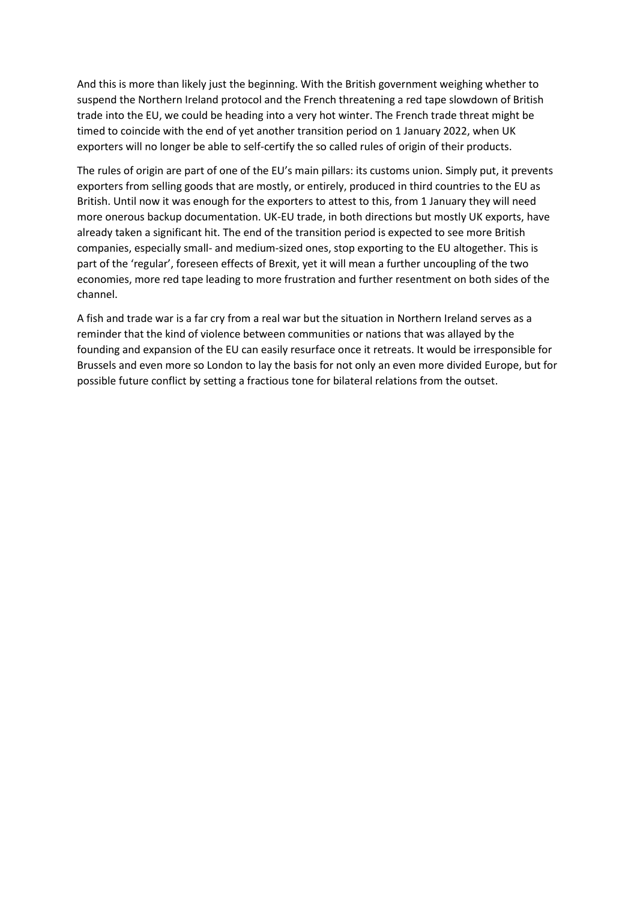And this is more than likely just the beginning. With the British government weighing whether to suspend the Northern Ireland protocol and the French threatening a red tape slowdown of British trade into the EU, we could be heading into a very hot winter. The French trade threat might be timed to coincide with the end of yet another transition period on 1 January 2022, when UK exporters will no longer be able to self-certify the so called rules of origin of their products.

The rules of origin are part of one of the EU's main pillars: its customs union. Simply put, it prevents exporters from selling goods that are mostly, or entirely, produced in third countries to the EU as British. Until now it was enough for the exporters to attest to this, from 1 January they will need more onerous backup documentation. UK-EU trade, in both directions but mostly UK exports, have already taken a significant hit. The end of the transition period is expected to see more British companies, especially small- and medium-sized ones, stop exporting to the EU altogether. This is part of the 'regular', foreseen effects of Brexit, yet it will mean a further uncoupling of the two economies, more red tape leading to more frustration and further resentment on both sides of the channel.

A fish and trade war is a far cry from a real war but the situation in Northern Ireland serves as a reminder that the kind of violence between communities or nations that was allayed by the founding and expansion of the EU can easily resurface once it retreats. It would be irresponsible for Brussels and even more so London to lay the basis for not only an even more divided Europe, but for possible future conflict by setting a fractious tone for bilateral relations from the outset.